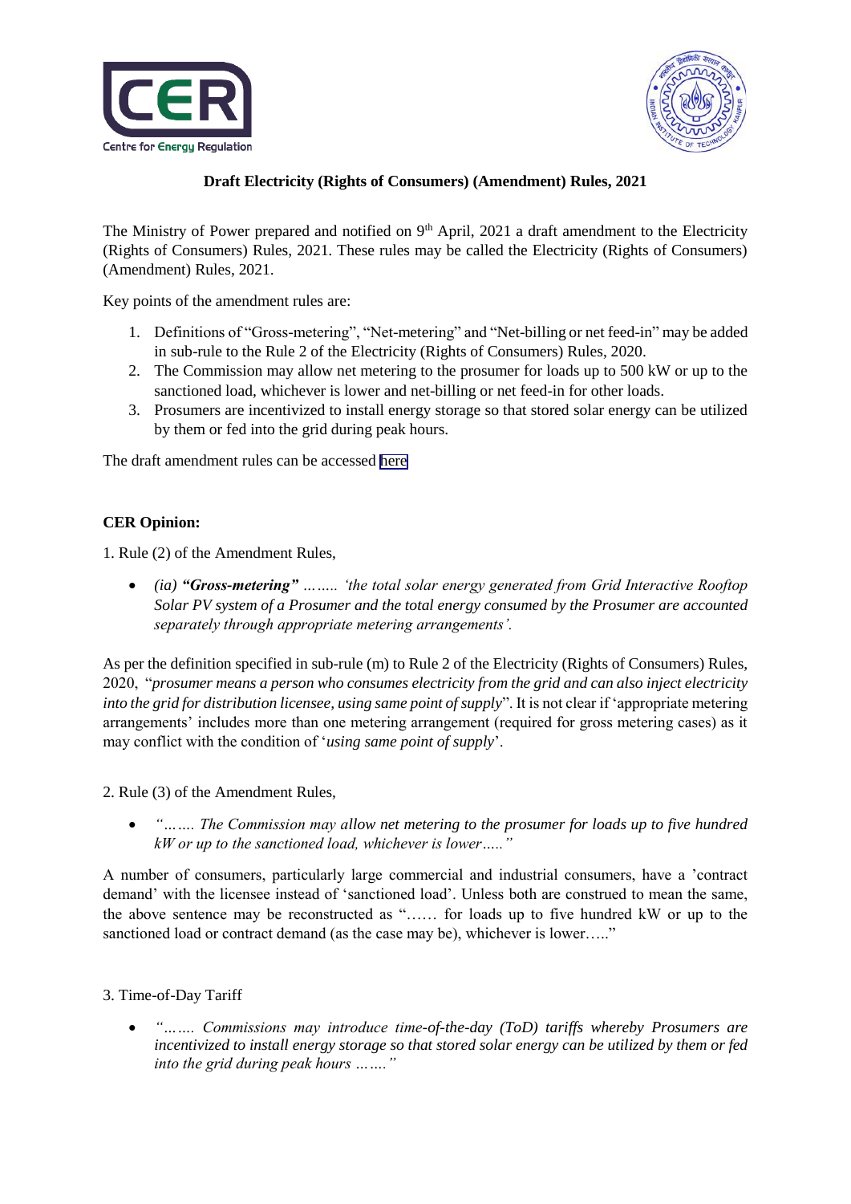**Draft Electricity (Rights of Consumers) (Amendment) Rules, 2021**

The Ministry of Power prepared and notified on 9th April, 2021 a draft amendment to the Electricity (Rights of Consumers) Rules, 2021. These rules may be called the Electricity (Rights of Consumers) (Amendment) Rules, 2021.

Key points of the amendment rules are:

1. Definitions of "Gross-metering", "Net-metering" and "Net-billing or net feed-in" may be added in sub-rule to the Rule 2 of the Electricity (Rights of Consumers) Rules, 2020.
2. The Commission may allow net metering to the prosumer for loads up to 500 kW or up to the sanctioned load, whichever is lower and net-billing or net feed-in for other loads.
3. Prosumers are incentivized to install energy storage so that stored solar energy can be utilized by them or fed into the grid during peak hours.

The draft amendment rules can be accessed here

**CER Opinion:**

1. Rule (2) of the Amendment Rules,

- *(ia)* ***"Gross-metering"*** *…….. 'the total solar energy generated from Grid Interactive Rooftop Solar PV system of a Prosumer and the total energy consumed by the Prosumer are accounted separately through appropriate metering arrangements'.*

As per the definition specified in sub-rule (m) to Rule 2 of the Electricity (Rights of Consumers) Rules, 2020, "*prosumer means a person who consumes electricity from the grid and can also inject electricity into the grid for distribution licensee, using same point of supply*". It is not clear if 'appropriate metering arrangements' includes more than one metering arrangement (required for gross metering cases) as it may conflict with the condition of '*using same point of supply*'.

2. Rule (3) of the Amendment Rules,

- *"……. The Commission may allow net metering to the prosumer for loads up to five hundred kW or up to the sanctioned load, whichever is lower….."*

A number of consumers, particularly large commercial and industrial consumers, have a 'contract demand' with the licensee instead of 'sanctioned load'. Unless both are construed to mean the same, the above sentence may be reconstructed as "…… for loads up to five hundred kW or up to the sanctioned load or contract demand (as the case may be), whichever is lower….."

3. Time-of-Day Tariff

- *"……. Commissions may introduce time-of-the-day (ToD) tariffs whereby Prosumers are incentivized to install energy storage so that stored solar energy can be utilized by them or fed into the grid during peak hours ……."*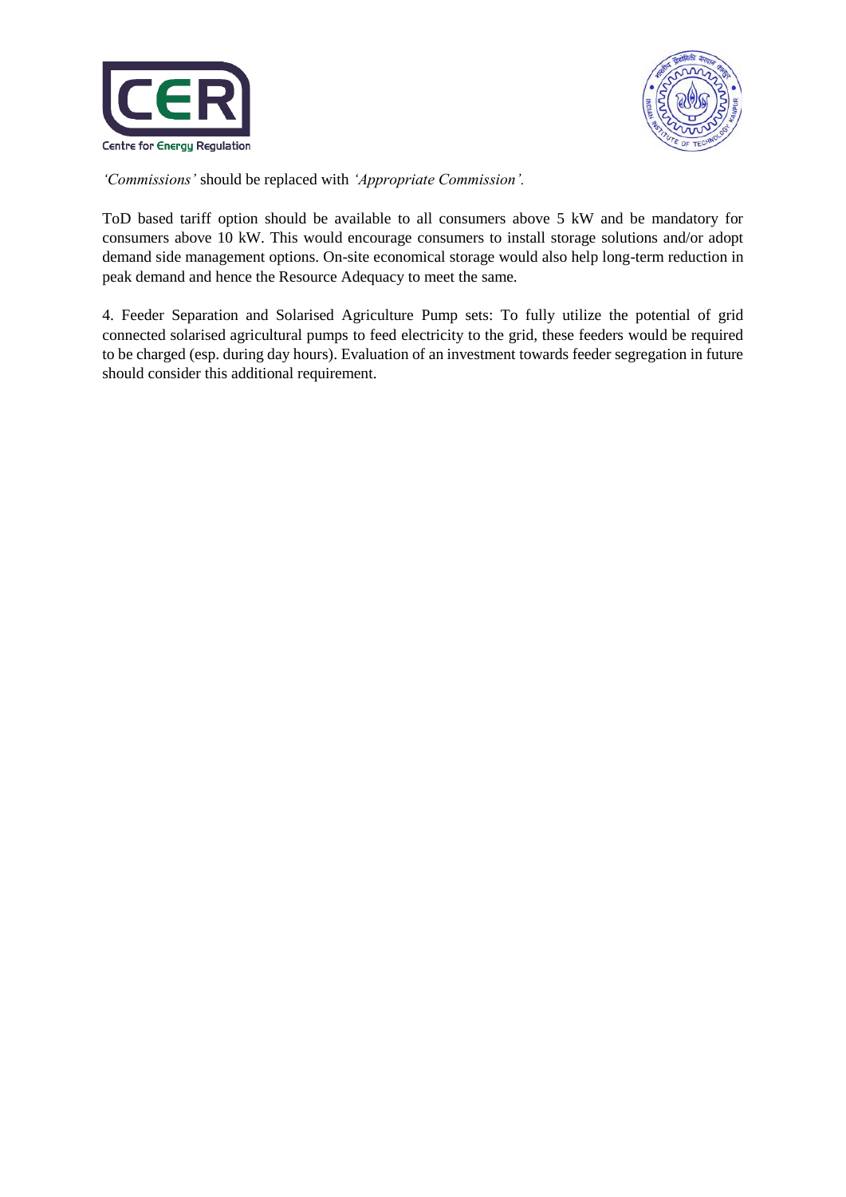*'Commissions'* should be replaced with *'Appropriate Commission'.*

ToD based tariff option should be available to all consumers above 5 kW and be mandatory for consumers above 10 kW. This would encourage consumers to install storage solutions and/or adopt demand side management options. On-site economical storage would also help long-term reduction in peak demand and hence the Resource Adequacy to meet the same.

4. Feeder Separation and Solarised Agriculture Pump sets: To fully utilize the potential of grid connected solarised agricultural pumps to feed electricity to the grid, these feeders would be required to be charged (esp. during day hours). Evaluation of an investment towards feeder segregation in future should consider this additional requirement.